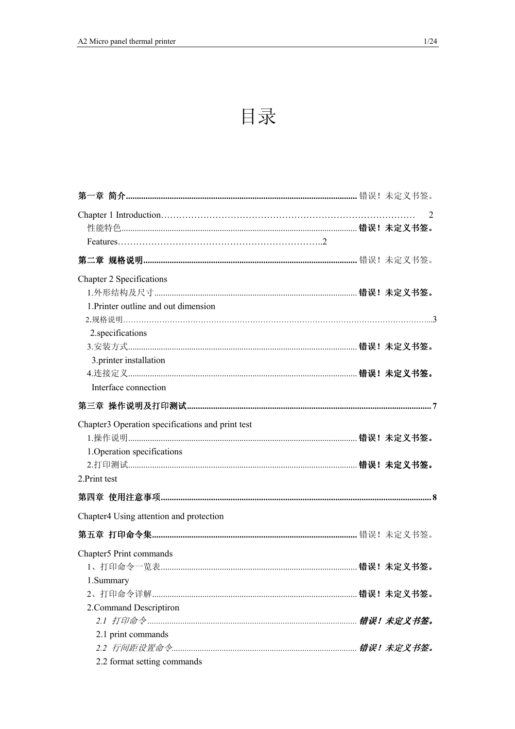# 目录

**第一章 简介......................................................................................................** 错误！未定义书签。

Chapter 1 Introduction………………………………………………………………………… 2

性能特色.......................................................................................... **错误！未定义书签。**

Features…………………………………………………………..2

**第二章 规格说明..............................................................................................** 错误！未定义书签。

Chapter 2 Specifications

1.外形结构及尺寸........................................................................................... **错误！未定义书签。**

1.Printer outline and out dimension

2.规格说明……………………………………………………………………………………………………...3

2.specifications

3.安装方式........................................................................................................ **错误！未定义书签。**

3.printer installation

4.连接定义........................................................................................................ **错误！未定义书签。**

Interface connection

**第三章 操作说明及打印测试.............................................................................................................7**

Chapter3 Operation specifications and print test

1.操作说明........................................................................................................ **错误！未定义书签。**

1.Operation specifications

2.打印测试........................................................................................................ **错误！未定义书签。**

2.Print test

**第四章 使用注意事项.........................................................................................................................8**

Chapter4 Using attention and protection

**第五章 打印命令集...........................................................................................** 错误！未定义书签。

Chapter5 Print commands

1、打印命令一览表.......................................................................................... **错误！未定义书签。**

1.Summary

2、打印命令详解.............................................................................................. **错误！未定义书签。**

2.Command Descriptiron

*2.1 打印命令*............................................................................................... ***错误！未定义书签。***

2.1 print commands

*2.2 行间距设置命令*.................................................................................... ***错误！未定义书签。***

2.2 format setting commands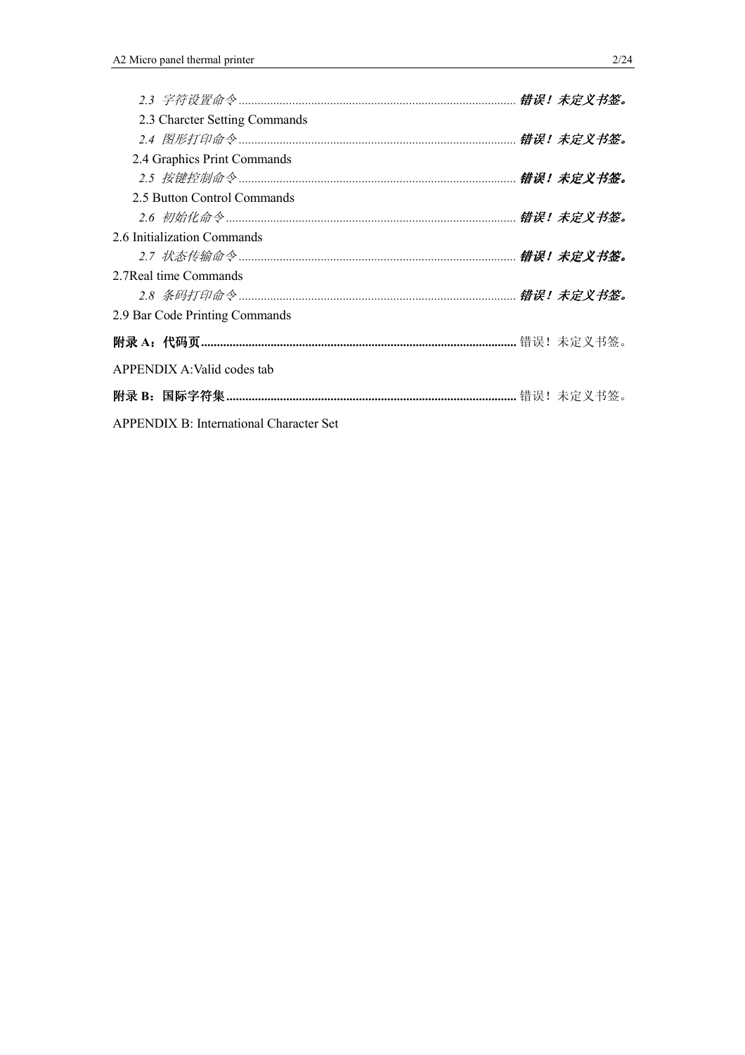*2.3 字符设置命令* ....................................................................................... ***错误！未定义书签。***

2.3 Charcter Setting Commands

*2.4 图形打印命令* ....................................................................................... ***错误！未定义书签。***

2.4 Graphics Print Commands

*2.5 按键控制命令* ....................................................................................... ***错误！未定义书签。***

2.5 Button Control Commands

*2.6 初始化命令* ........................................................................................... ***错误！未定义书签。***

2.6 Initialization Commands

*2.7 状态传输命令* ....................................................................................... ***错误！未定义书签。***

2.7Real time Commands

*2.8 条码打印命令* ....................................................................................... ***错误！未定义书签。***

2.9 Bar Code Printing Commands

**附录 A：代码页**.................................................................................................. 错误！未定义书签。

APPENDIX A:Valid codes tab

**附录 B：国际字符集**.......................................................................................... 错误！未定义书签。

APPENDIX B: International Character Set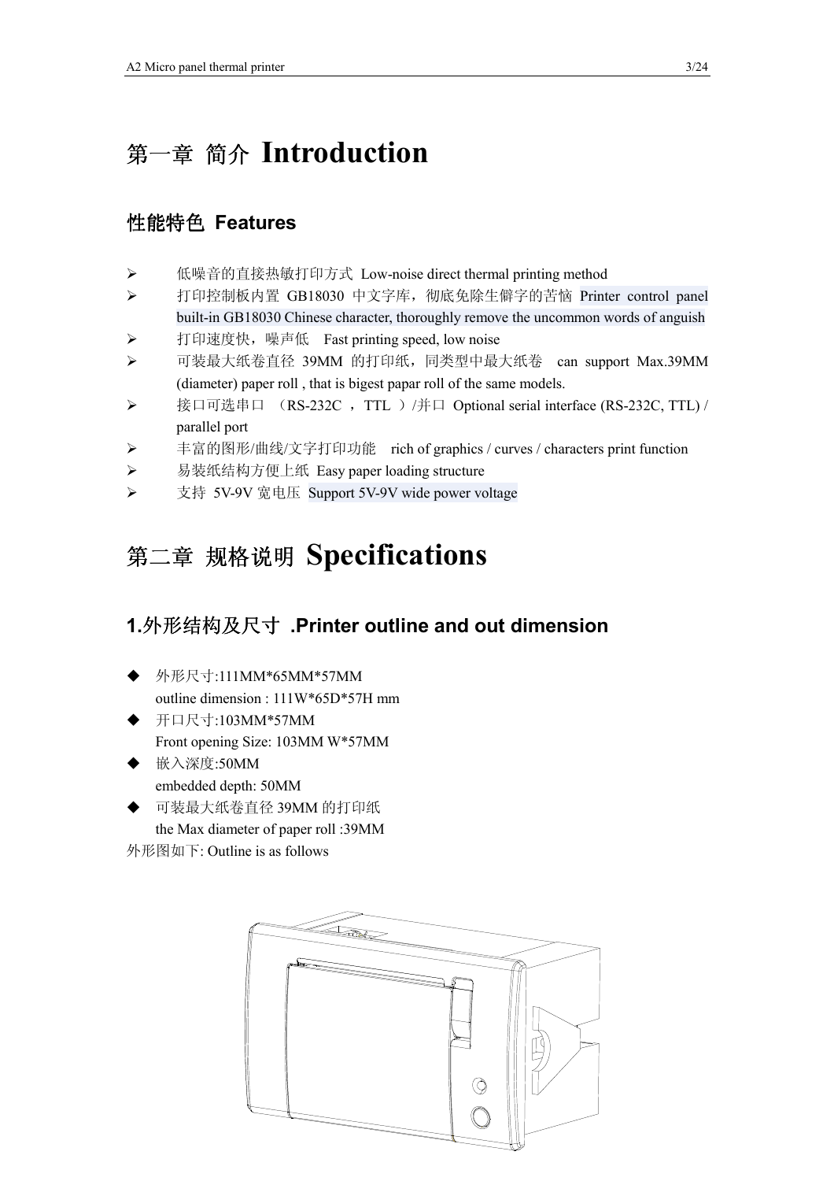# 第一章 简介 Introduction

## 性能特色 Features

- 低噪音的直接热敏打印方式 Low-noise direct thermal printing method
- 打印控制板内置 GB18030 中文字库，彻底免除生僻字的苦恼 Printer control panel built-in GB18030 Chinese character, thoroughly remove the uncommon words of anguish
- 打印速度快，噪声低 Fast printing speed, low noise
- 可装最大纸卷直径 39MM 的打印纸，同类型中最大纸卷 can support Max.39MM (diameter) paper roll , that is bigest papar roll of the same models.
- 接口可选串口 （RS-232C ，TTL ）/并口 Optional serial interface (RS-232C, TTL) / parallel port
- 丰富的图形/曲线/文字打印功能 rich of graphics / curves / characters print function
- 易装纸结构方便上纸 Easy paper loading structure
- 支持 5V-9V 宽电压 Support 5V-9V wide power voltage

# 第二章 规格说明 Specifications

## 1.外形结构及尺寸 .Printer outline and out dimension

- 外形尺寸:111MM*65MM*57MM
  outline dimension : 111W*65D*57H mm
- 开口尺寸:103MM*57MM
  Front opening Size: 103MM W*57MM
- 嵌入深度:50MM
  embedded depth: 50MM
- 可装最大纸卷直径 39MM 的打印纸
  the Max diameter of paper roll :39MM

外形图如下: Outline is as follows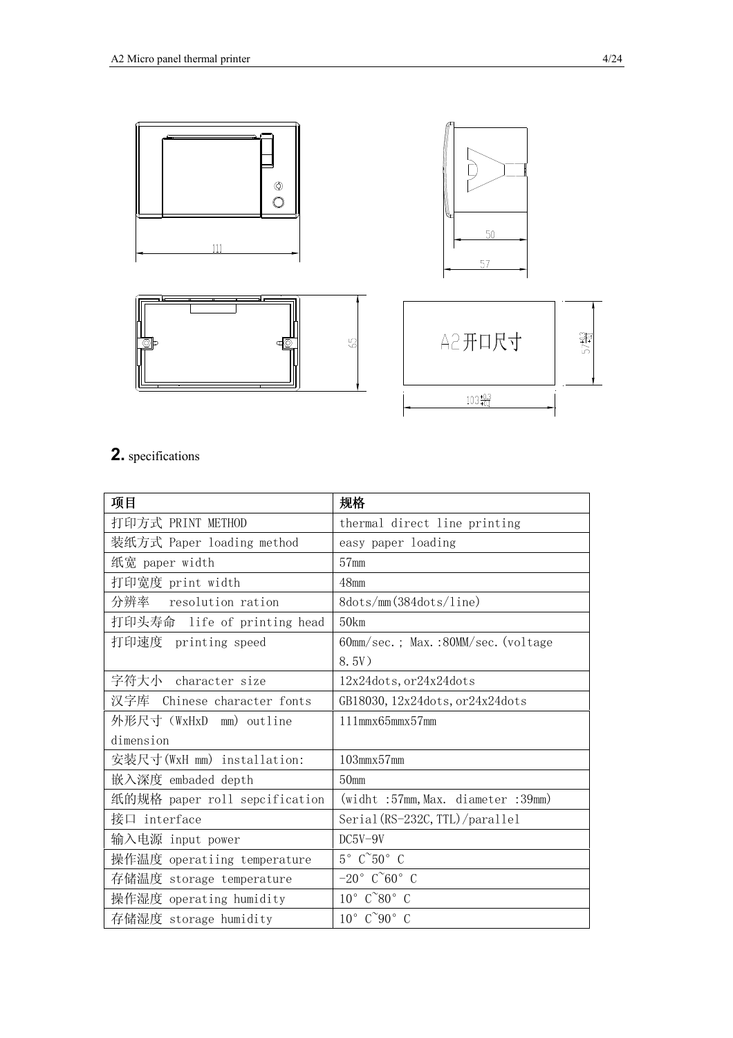## 2. specifications

| 项目 | 规格 |
|---|---|
| 打印方式 PRINT METHOD | thermal direct line printing |
| 装纸方式 Paper loading method | easy paper loading |
| 纸宽 paper width | 57mm |
| 打印宽度 print width | 48mm |
| 分辨率 resolution ration | 8dots/mm(384dots/line) |
| 打印头寿命 life of printing head | 50km |
| 打印速度 printing speed | 60mm/sec.; Max.:80MM/sec.(voltage 8.5V) |
| 字符大小 character size | 12x24dots,or24x24dots |
| 汉字库 Chinese character fonts | GB18030,12x24dots,or24x24dots |
| 外形尺寸（WxHxD mm) outline dimension | 111mmx65mmx57mm |
| 安装尺寸(WxH mm) installation: | 103mmx57mm |
| 嵌入深度 embaded depth | 50mm |
| 纸的规格 paper roll sepcification | (widht :57mm,Max. diameter :39mm) |
| 接口 interface | Serial(RS-232C,TTL)/parallel |
| 输入电源 input power | DC5V-9V |
| 操作温度 operatiing temperature | 5° C~50° C |
| 存储温度 storage temperature | -20° C~60° C |
| 操作湿度 operating humidity | 10° C~80° C |
| 存储湿度 storage humidity | 10° C~90° C |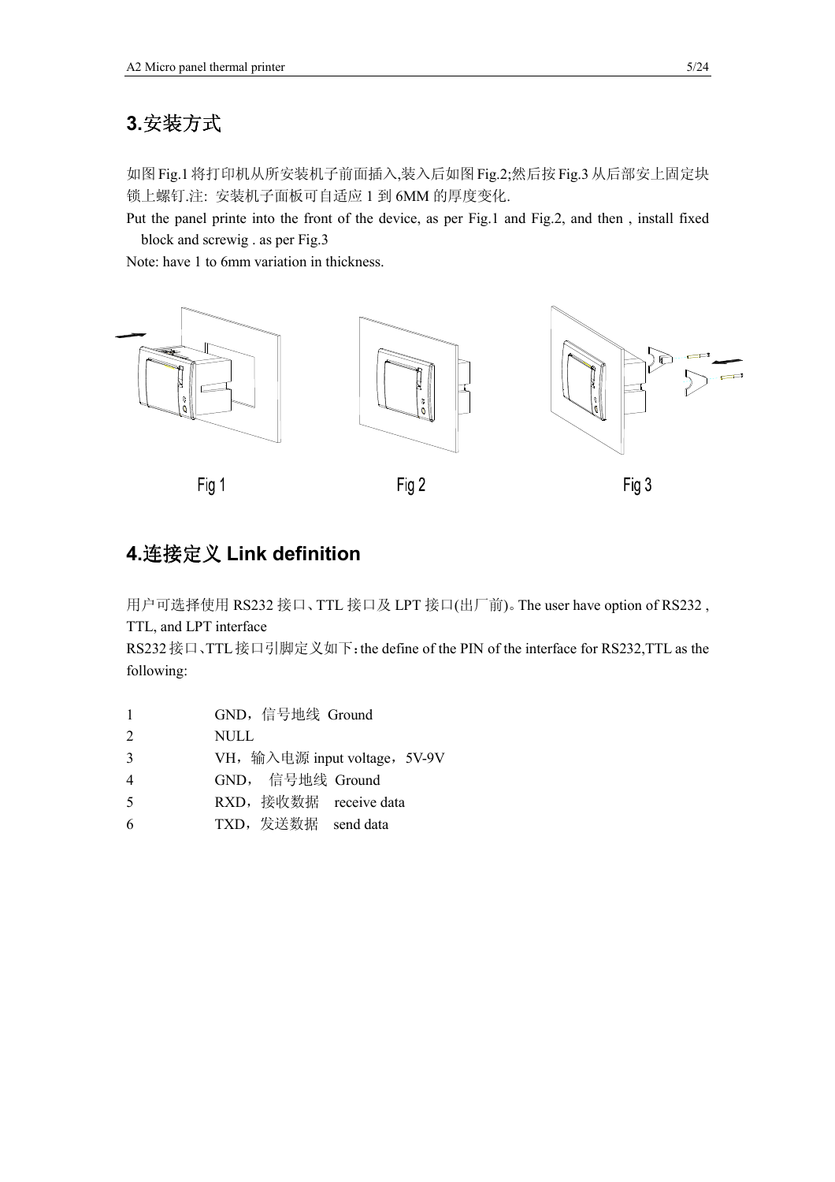## 3.安装方式

如图 Fig.1 将打印机从所安装机子前面插入,装入后如图 Fig.2;然后按 Fig.3 从后部安上固定块锁上螺钉.注: 安装机子面板可自适应 1 到 6MM 的厚度变化.

Put the panel printe into the front of the device, as per Fig.1 and Fig.2, and then , install fixed block and screwig . as per Fig.3

Note: have 1 to 6mm variation in thickness.

Fig 1 Fig 2 Fig 3

## 4.连接定义 Link definition

用户可选择使用 RS232 接口、TTL 接口及 LPT 接口(出厂前)。The user have option of RS232 , TTL, and LPT interface

RS232 接口、TTL 接口引脚定义如下：the define of the PIN of the interface for RS232,TTL as the following:

| | |
|---|---|
| 1 | GND，信号地线 Ground |
| 2 | NULL |
| 3 | VH，输入电源 input voltage，5V-9V |
| 4 | GND， 信号地线 Ground |
| 5 | RXD，接收数据 receive data |
| 6 | TXD，发送数据 send data |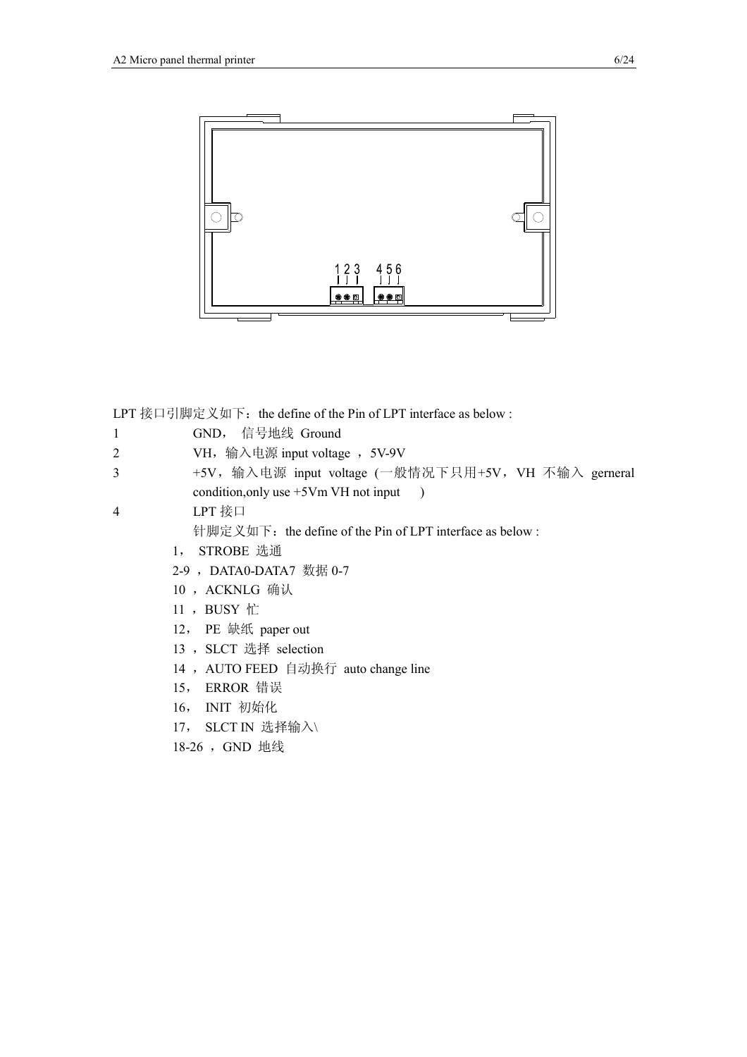LPT 接口引脚定义如下：the define of the Pin of LPT interface as below :

1 GND， 信号地线 Ground

2 VH，输入电源 input voltage ，5V-9V

3 +5V，输入电源 input voltage (一般情况下只用+5V，VH 不输入 gerneral condition,only use +5Vm VH not input )

4 LPT 接口

针脚定义如下：the define of the Pin of LPT interface as below :

1， STROBE 选通

2-9 ，DATA0-DATA7 数据 0-7

10 ，ACKNLG 确认

11 ，BUSY 忙

12， PE 缺纸 paper out

13 ，SLCT 选择 selection

14 ，AUTO FEED 自动换行 auto change line

15， ERROR 错误

16， INIT 初始化

17， SLCT IN 选择输入\

18-26 ，GND 地线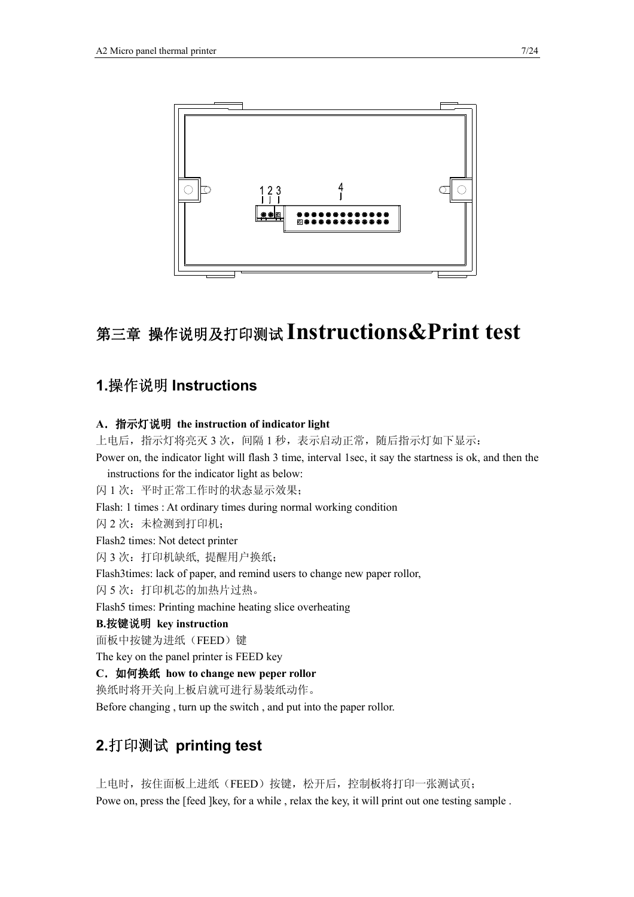1 2 3 4

# 第三章 操作说明及打印测试 Instructions&Print test

## 1.操作说明 Instructions

**A．指示灯说明 the instruction of indicator light**

上电后，指示灯将亮灭 3 次，间隔 1 秒，表示启动正常，随后指示灯如下显示：

Power on, the indicator light will flash 3 time, interval 1sec, it say the startness is ok, and then the instructions for the indicator light as below:

闪 1 次：平时正常工作时的状态显示效果；

Flash: 1 times : At ordinary times during normal working condition

闪 2 次：未检测到打印机；

Flash2 times: Not detect printer

闪 3 次：打印机缺纸, 提醒用户换纸；

Flash3times: lack of paper, and remind users to change new paper rollor,

闪 5 次：打印机芯的加热片过热。

Flash5 times: Printing machine heating slice overheating

**B.按键说明 key instruction**

面板中按键为进纸（FEED）键

The key on the panel printer is FEED key

**C．如何换纸 how to change new peper rollor**

换纸时将开关向上板启就可进行易装纸动作。

Before changing , turn up the switch , and put into the paper rollor.

## 2.打印测试 printing test

上电时，按住面板上进纸（FEED）按键，松开后，控制板将打印一张测试页；

Powe on, press the [feed ]key, for a while , relax the key, it will print out one testing sample .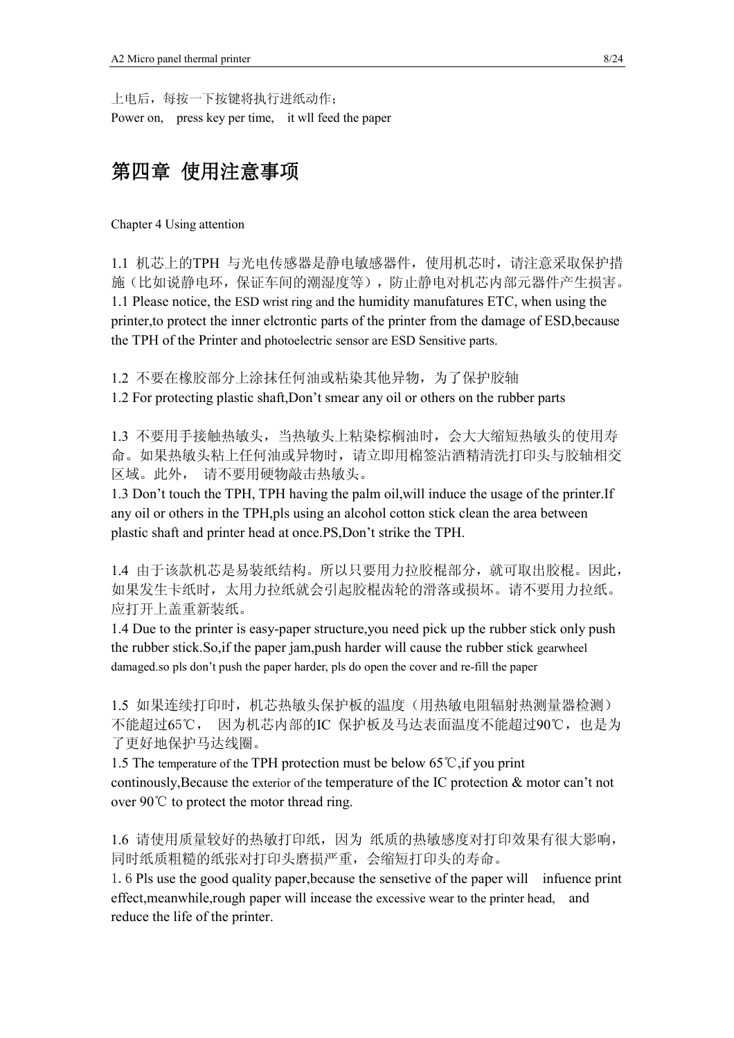上电后，每按一下按键将执行进纸动作；

Power on, press key per time, it wll feed the paper

# 第四章 使用注意事项

Chapter 4 Using attention

1.1 机芯上的TPH 与光电传感器是静电敏感器件，使用机芯时，请注意采取保护措施（比如说静电环，保证车间的潮湿度等），防止静电对机芯内部元器件产生损害。

1.1 Please notice, the ESD wrist ring and the humidity manufatures ETC, when using the printer,to protect the inner elctrontic parts of the printer from the damage of ESD,because the TPH of the Printer and photoelectric sensor are ESD Sensitive parts.

1.2 不要在橡胶部分上涂抹任何油或粘染其他异物，为了保护胶轴

1.2 For protecting plastic shaft,Don't smear any oil or others on the rubber parts

1.3 不要用手接触热敏头，当热敏头上粘染棕榈油时，会大大缩短热敏头的使用寿命。如果热敏头粘上任何油或异物时，请立即用棉签沾酒精清洗打印头与胶轴相交区域。此外， 请不要用硬物敲击热敏头。

1.3 Don't touch the TPH, TPH having the palm oil,will induce the usage of the printer.If any oil or others in the TPH,pls using an alcohol cotton stick clean the area between plastic shaft and printer head at once.PS,Don't strike the TPH.

1.4 由于该款机芯是易装纸结构。所以只要用力拉胶棍部分，就可取出胶棍。因此，如果发生卡纸时，太用力拉纸就会引起胶棍齿轮的滑落或损坏。请不要用力拉纸。应打开上盖重新装纸。

1.4 Due to the printer is easy-paper structure,you need pick up the rubber stick only push the rubber stick.So,if the paper jam,push harder will cause the rubber stick gearwheel damaged.so pls don't push the paper harder, pls do open the cover and re-fill the paper

1.5 如果连续打印时，机芯热敏头保护板的温度（用热敏电阻辐射热测量器检测）不能超过65℃， 因为机芯内部的IC 保护板及马达表面温度不能超过90℃，也是为了更好地保护马达线圈。

1.5 The temperature of the TPH protection must be below 65℃,if you print continously,Because the exterior of the temperature of the IC protection & motor can't not over 90℃ to protect the motor thread ring.

1.6 请使用质量较好的热敏打印纸，因为 纸质的热敏感度对打印效果有很大影响，同时纸质粗糙的纸张对打印头磨损严重，会缩短打印头的寿命。

1. 6 Pls use the good quality paper,because the sensetive of the paper will infuence print effect,meanwhile,rough paper will incease the excessive wear to the printer head, and reduce the life of the printer.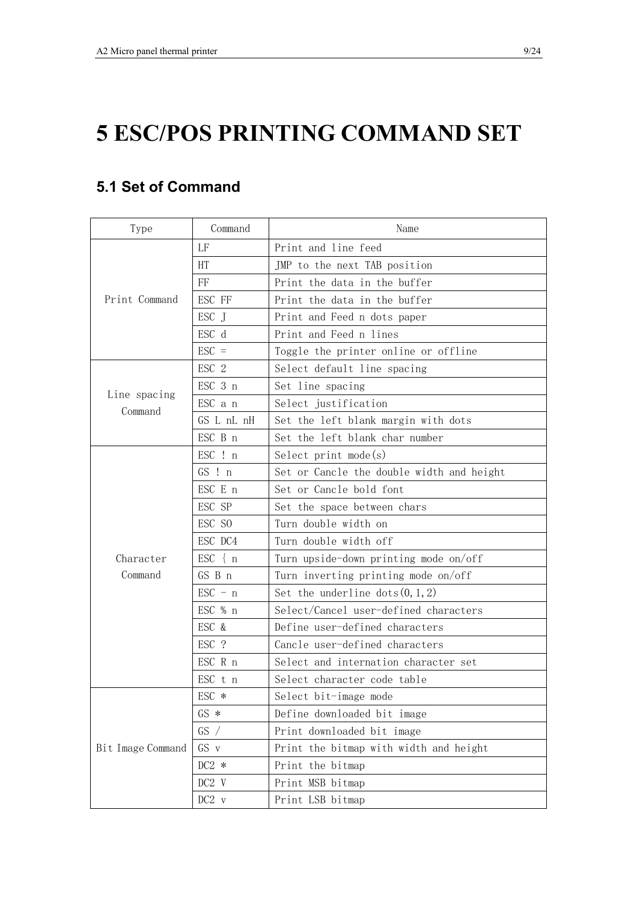# 5 ESC/POS PRINTING COMMAND SET

## 5.1 Set of Command

| Type | Command | Name |
|---|---|---|
| Print Command | LF | Print and line feed |
| | HT | JMP to the next TAB position |
| | FF | Print the data in the buffer |
| | ESC FF | Print the data in the buffer |
| | ESC J | Print and Feed n dots paper |
| | ESC d | Print and Feed n lines |
| | ESC = | Toggle the printer online or offline |
| Line spacing Command | ESC 2 | Select default line spacing |
| | ESC 3 n | Set line spacing |
| | ESC a n | Select justification |
| | GS L nL nH | Set the left blank margin with dots |
| | ESC B n | Set the left blank char number |
| Character Command | ESC ! n | Select print mode(s) |
| | GS ! n | Set or Cancle the double width and height |
| | ESC E n | Set or Cancle bold font |
| | ESC SP | Set the space between chars |
| | ESC SO | Turn double width on |
| | ESC DC4 | Turn double width off |
| | ESC { n | Turn upside-down printing mode on/off |
| | GS B n | Turn inverting printing mode on/off |
| | ESC - n | Set the underline dots(0,1,2) |
| | ESC % n | Select/Cancel user-defined characters |
| | ESC & | Define user-defined characters |
| | ESC ? | Cancle user-defined characters |
| | ESC R n | Select and internation character set |
| | ESC t n | Select character code table |
| Bit Image Command | ESC * | Select bit-image mode |
| | GS * | Define downloaded bit image |
| | GS / | Print downloaded bit image |
| | GS v | Print the bitmap with width and height |
| | DC2 * | Print the bitmap |
| | DC2 V | Print MSB bitmap |
| | DC2 v | Print LSB bitmap |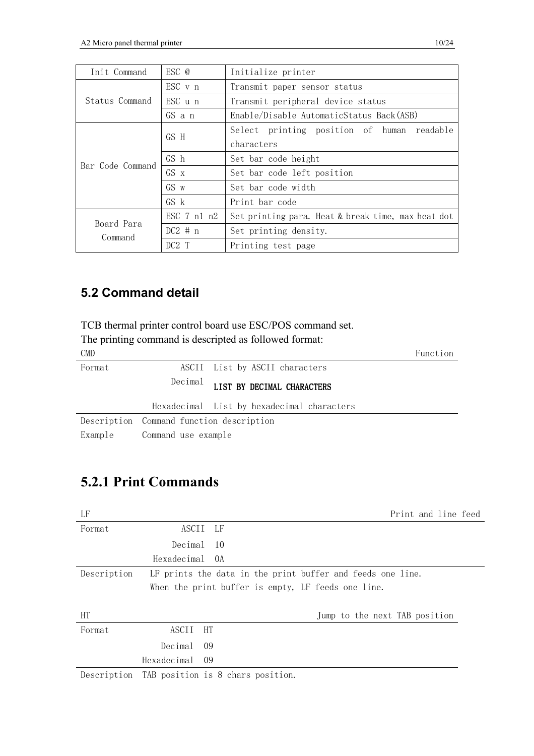| | | |
|---|---|---|
| Init Command | ESC @ | Initialize printer |
| Status Command | ESC v n | Transmit paper sensor status |
| | ESC u n | Transmit peripheral device status |
| | GS a n | Enable/Disable AutomaticStatus Back(ASB) |
| Bar Code Command | GS H | Select printing position of human readable characters |
| | GS h | Set bar code height |
| | GS x | Set bar code left position |
| | GS w | Set bar code width |
| | GS k | Print bar code |
| Board Para Command | ESC 7 n1 n2 | Set printing para. Heat & break time, max heat dot |
| | DC2 # n | Set printing density. |
| | DC2 T | Printing test page |

## 5.2 Command detail

TCB thermal printer control board use ESC/POS command set.
The printing command is descripted as followed format:

CMD — Function

| | | |
|---|---|---|
| Format | ASCII | List by ASCII characters |
| | Decimal | LIST BY DECIMAL CHARACTERS |
| | Hexadecimal | List by hexadecimal characters |
| Description | Command function description | |
| Example | Command use example | |

## 5.2.1 Print Commands

LF — Print and line feed

| | | |
|---|---|---|
| Format | ASCII | LF |
| | Decimal | 10 |
| | Hexadecimal | 0A |
| Description | LF prints the data in the print buffer and feeds one line.<br>When the print buffer is empty, LF feeds one line. | |

HT — Jump to the next TAB position

| | | |
|---|---|---|
| Format | ASCII | HT |
| | Decimal | 09 |
| | Hexadecimal | 09 |
| Description | TAB position is 8 chars position. | |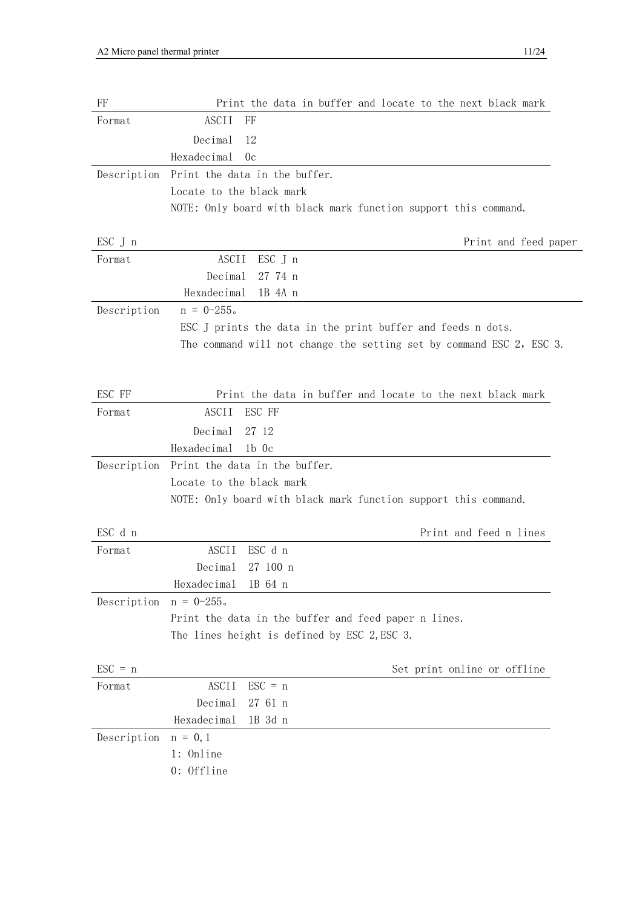### FF — Print the data in buffer and locate to the next black mark

| | | |
|---|---|---|
| Format | ASCII | FF |
| | Decimal | 12 |
| | Hexadecimal | 0c |

Description: Print the data in the buffer.

Locate to the black mark

NOTE: Only board with black mark function support this command.

### ESC J n — Print and feed paper

| | | |
|---|---|---|
| Format | ASCII | ESC J n |
| | Decimal | 27 74 n |
| | Hexadecimal | 1B 4A n |

Description: n = 0-255。

ESC J prints the data in the print buffer and feeds n dots.

The command will not change the setting set by command ESC 2, ESC 3.

### ESC FF — Print the data in buffer and locate to the next black mark

| | | |
|---|---|---|
| Format | ASCII | ESC FF |
| | Decimal | 27 12 |
| | Hexadecimal | 1b 0c |

Description: Print the data in the buffer.

Locate to the black mark

NOTE: Only board with black mark function support this command.

### ESC d n — Print and feed n lines

| | | |
|---|---|---|
| Format | ASCII | ESC d n |
| | Decimal | 27 100 n |
| | Hexadecimal | 1B 64 n |

Description: n = 0-255。

Print the data in the buffer and feed paper n lines.

The lines height is defined by ESC 2,ESC 3.

### ESC = n — Set print online or offline

| | | |
|---|---|---|
| Format | ASCII | ESC = n |
| | Decimal | 27 61 n |
| | Hexadecimal | 1B 3d n |

Description: n = 0,1

1: Online

0: Offline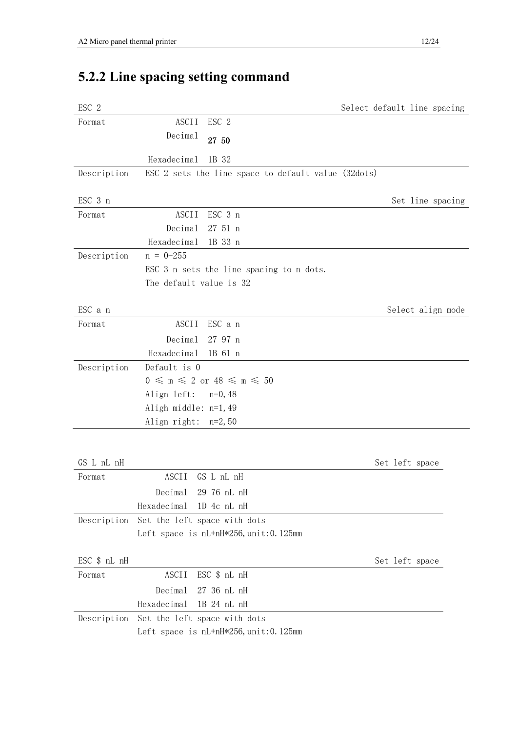## 5.2.2 Line spacing setting command

| ESC 2 | | Select default line spacing |
|---|---|---|
| Format | ASCII | ESC 2 |
| | Decimal | 27 50 |
| | Hexadecimal | 1B 32 |
| Description | ESC 2 sets the line space to default value (32dots) | |

| ESC 3 n | | Set line spacing |
|---|---|---|
| Format | ASCII | ESC 3 n |
| | Decimal | 27 51 n |
| | Hexadecimal | 1B 33 n |
| Description | n = 0-255<br>ESC 3 n sets the line spacing to n dots.<br>The default value is 32 | |

| ESC a n | | Select align mode |
|---|---|---|
| Format | ASCII | ESC a n |
| | Decimal | 27 97 n |
| | Hexadecimal | 1B 61 n |
| Description | Default is 0<br>$0 \leqslant m \leqslant 2$ or $48 \leqslant m \leqslant 50$<br>Align left: n=0,48<br>Aligh middle: n=1,49<br>Align right: n=2,50 | |

| GS L nL nH | | Set left space |
|---|---|---|
| Format | ASCII | GS L nL nH |
| | Decimal | 29 76 nL nH |
| | Hexadecimal | 1D 4c nL nH |
| Description | Set the left space with dots<br>Left space is nL+nH*256,unit:0.125mm | |

| ESC $ nL nH | | Set left space |
|---|---|---|
| Format | ASCII | ESC $ nL nH |
| | Decimal | 27 36 nL nH |
| | Hexadecimal | 1B 24 nL nH |
| Description | Set the left space with dots<br>Left space is nL+nH*256,unit:0.125mm | |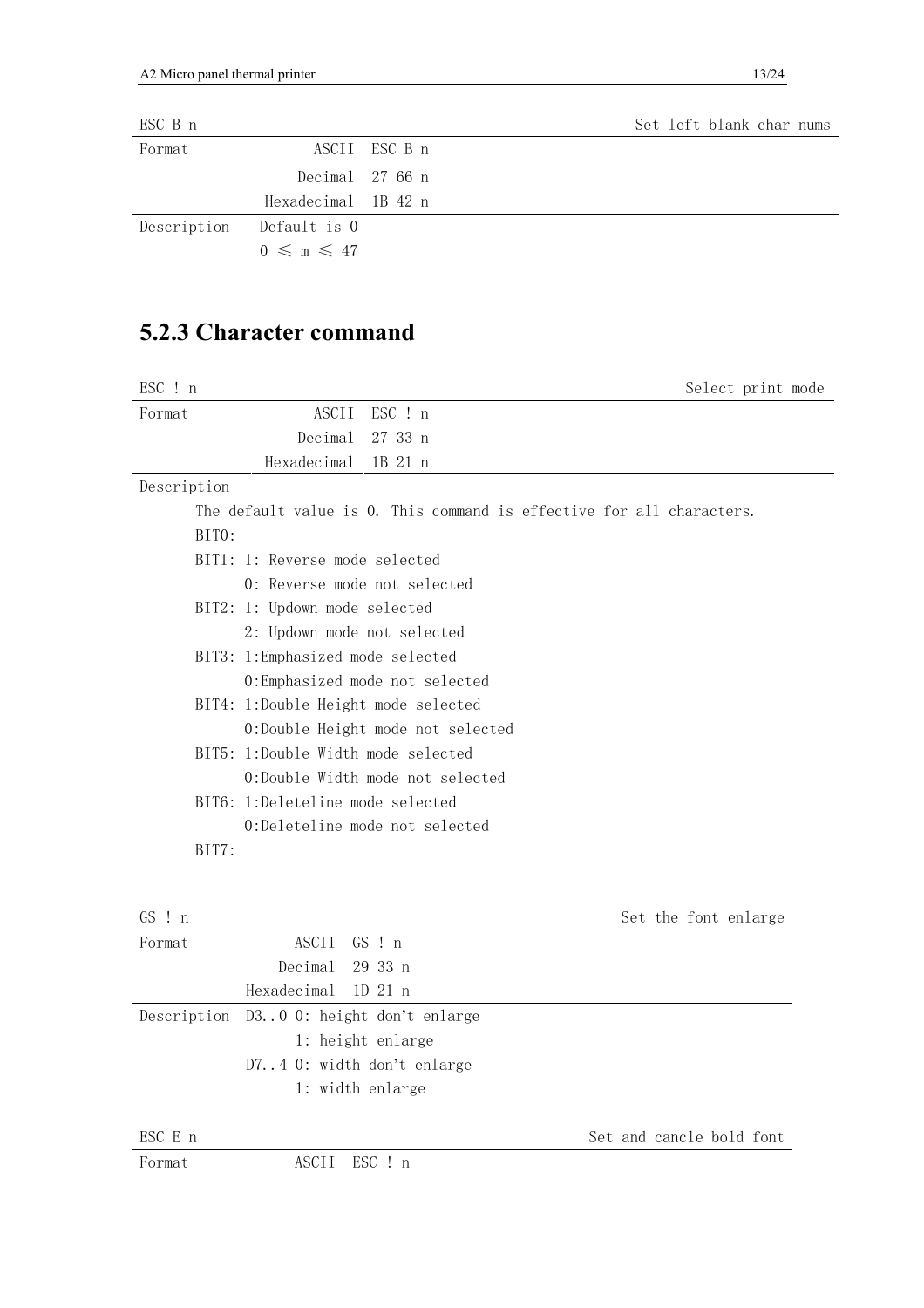| ESC B n | | Set left blank char nums |
|---|---|---|
| Format | ASCII | ESC B n |
| | Decimal | 27 66 n |
| | Hexadecimal | 1B 42 n |
| Description | Default is 0 | |
| | $0 \leqslant m \leqslant 47$ | |

## 5.2.3 Character command

| ESC ! n | | Select print mode |
|---|---|---|
| Format | ASCII | ESC ! n |
| | Decimal | 27 33 n |
| | Hexadecimal | 1B 21 n |

Description

The default value is 0. This command is effective for all characters.

BIT0:

BIT1: 1: Reverse mode selected
      0: Reverse mode not selected

BIT2: 1: Updown mode selected
      2: Updown mode not selected

BIT3: 1:Emphasized mode selected
      0:Emphasized mode not selected

BIT4: 1:Double Height mode selected
      0:Double Height mode not selected

BIT5: 1:Double Width mode selected
      0:Double Width mode not selected

BIT6: 1:Deleteline mode selected
      0:Deleteline mode not selected

BIT7:

| GS ! n | | Set the font enlarge |
|---|---|---|
| Format | ASCII | GS ! n |
| | Decimal | 29 33 n |
| | Hexadecimal | 1D 21 n |
| Description | D3..0 0: height don't enlarge | |
| | 1: height enlarge | |
| | D7..4 0: width don't enlarge | |
| | 1: width enlarge | |

| ESC E n | | Set and cancle bold font |
|---|---|---|
| Format | ASCII | ESC ! n |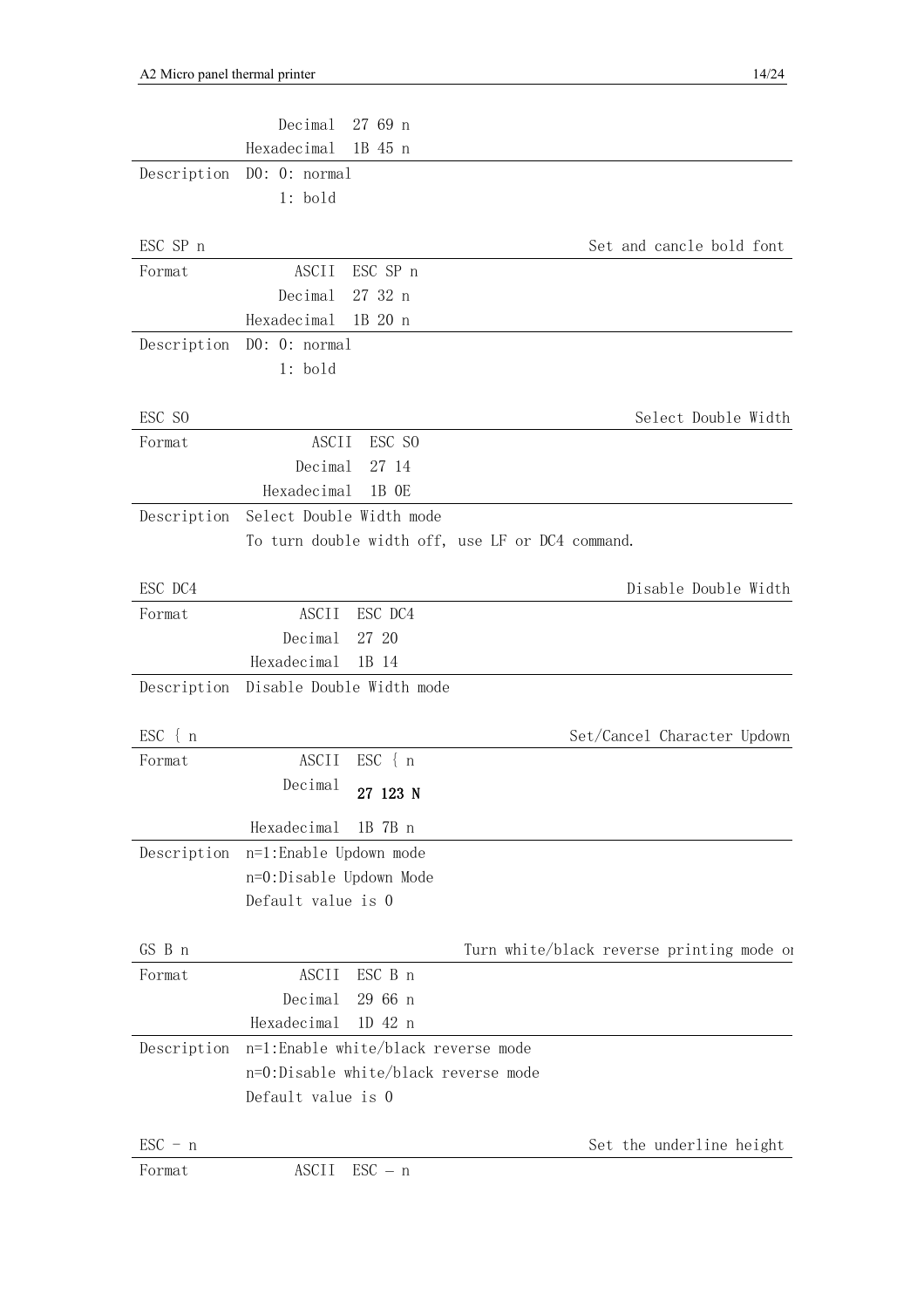| | |
|---|---|
| Decimal | 27 69 n |
| Hexadecimal | 1B 45 n |

Description D0: 0: normal
1: bold

### ESC SP n — Set and cancle bold font

| | | |
|---|---|---|
| Format | ASCII | ESC SP n |
| | Decimal | 27 32 n |
| | Hexadecimal | 1B 20 n |

Description D0: 0: normal
1: bold

### ESC SO — Select Double Width

| | | |
|---|---|---|
| Format | ASCII | ESC SO |
| | Decimal | 27 14 |
| | Hexadecimal | 1B 0E |

Description Select Double Width mode
To turn double width off, use LF or DC4 command.

### ESC DC4 — Disable Double Width

| | | |
|---|---|---|
| Format | ASCII | ESC DC4 |
| | Decimal | 27 20 |
| | Hexadecimal | 1B 14 |

Description Disable Double Width mode

### ESC { n — Set/Cancel Character Updown

| | | |
|---|---|---|
| Format | ASCII | ESC { n |
| | Decimal | **27 123 N** |
| | Hexadecimal | 1B 7B n |

Description n=1:Enable Updown mode
n=0:Disable Updown Mode
Default value is 0

### GS B n — Turn white/black reverse printing mode on

| | | |
|---|---|---|
| Format | ASCII | ESC B n |
| | Decimal | 29 66 n |
| | Hexadecimal | 1D 42 n |

Description n=1:Enable white/black reverse mode
n=0:Disable white/black reverse mode
Default value is 0

### ESC - n — Set the underline height

| | | |
|---|---|---|
| Format | ASCII | ESC – n |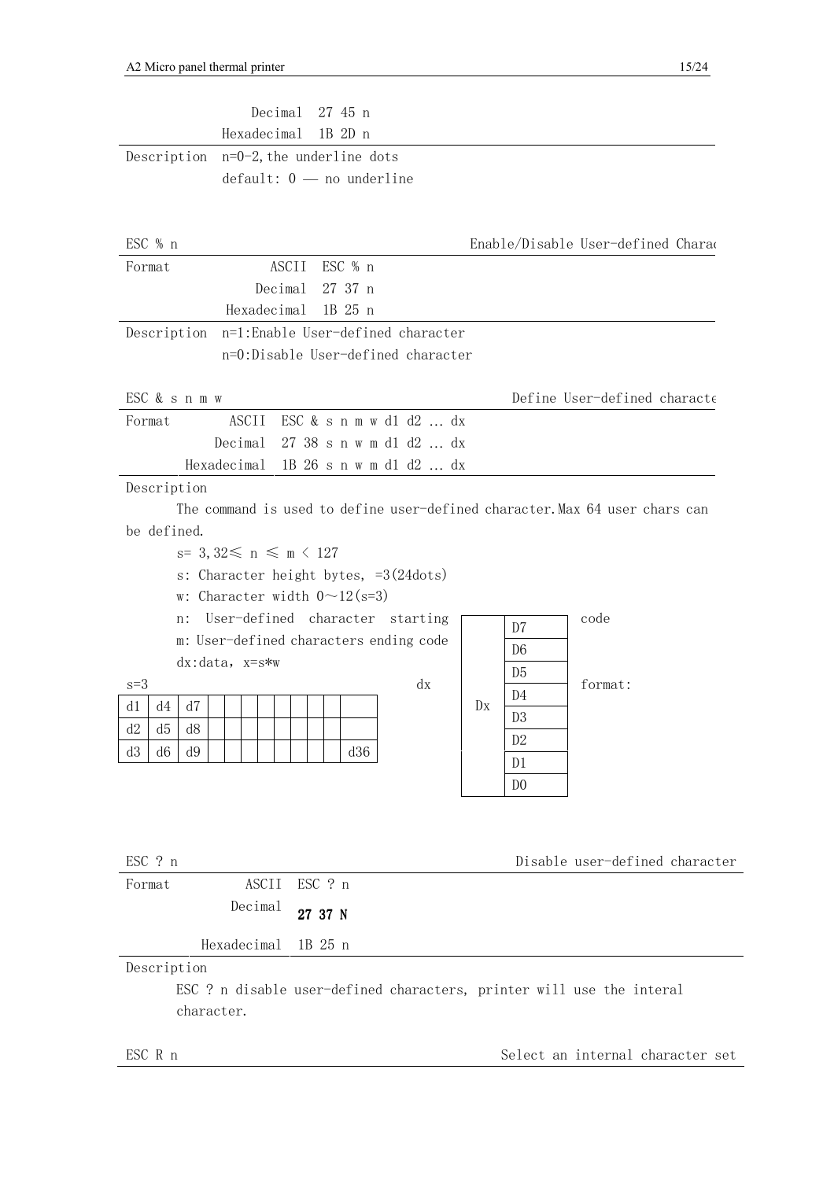| | |
|---|---|
| | Decimal 27 45 n |
| | Hexadecimal 1B 2D n |
| Description | n=0-2,the underline dots |
| | default: 0 — no underline |

### ESC % n — Enable/Disable User-defined Charac

| | |
|---|---|
| Format | ASCII ESC % n |
| | Decimal 27 37 n |
| | Hexadecimal 1B 25 n |
| Description | n=1:Enable User-defined character |
| | n=0:Disable User-defined character |

### ESC & s n m w — Define User-defined characte

| | |
|---|---|
| Format | ASCII ESC & s n m w d1 d2 … dx |
| | Decimal 27 38 s n w m d1 d2 … dx |
| | Hexadecimal 1B 26 s n w m d1 d2 … dx |

Description

The command is used to define user-defined character.Max 64 user chars can be defined.

s= 3,32≤ n ≤ m < 127

s: Character height bytes, =3(24dots)

w: Character width 0～12(s=3)

n: User-defined character starting code

m: User-defined characters ending code

dx:data, x=s*w

s=3

| | | | | | | | | | | | |
|---|---|---|---|---|---|---|---|---|---|---|---|
| d1 | d4 | d7 | | | | | | | | | |
| d2 | d5 | d8 | | | | | | | | | |
| d3 | d6 | d9 | | | | | | | | | d36 |

dx format:

| | |
|---|---|
| Dx | D7 |
| | D6 |
| | D5 |
| | D4 |
| | D3 |
| | D2 |
| | D1 |
| | D0 |

### ESC ? n — Disable user-defined character

| | |
|---|---|
| Format | ASCII ESC ? n |
| | Decimal **27 37 N** |
| | Hexadecimal 1B 25 n |

Description

ESC ? n disable user-defined characters, printer will use the interal character.

### ESC R n — Select an internal character set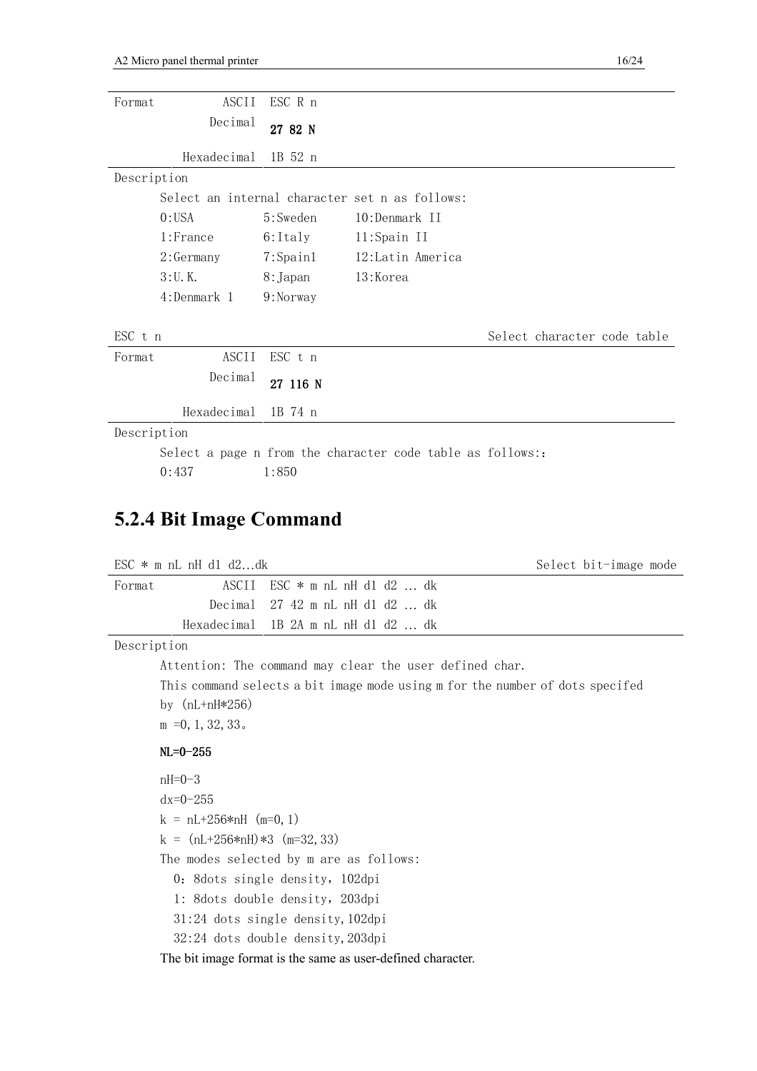| Format | ASCII | ESC R n |
|---|---|---|
| | Decimal | **27 82 N** |
| | Hexadecimal | 1B 52 n |

Description

Select an internal character set n as follows:

| | | |
|---|---|---|
| 0:USA | 5:Sweden | 10:Denmark II |
| 1:France | 6:Italy | 11:Spain II |
| 2:Germany | 7:Spain1 | 12:Latin America |
| 3:U.K. | 8:Japan | 13:Korea |
| 4:Denmark 1 | 9:Norway | |

ESC t n — Select character code table

| Format | ASCII | ESC t n |
|---|---|---|
| | Decimal | **27 116 N** |
| | Hexadecimal | 1B 74 n |

Description

Select a page n from the character code table as follows:：

0:437 1:850

## 5.2.4 Bit Image Command

ESC * m nL nH d1 d2…dk — Select bit-image mode

| Format | ASCII | ESC * m nL nH d1 d2 … dk |
|---|---|---|
| | Decimal | 27 42 m nL nH d1 d2 … dk |
| | Hexadecimal | 1B 2A m nL nH d1 d2 … dk |

Description

Attention: The command may clear the user defined char.

This command selects a bit image mode using m for the number of dots specifed by (nL+nH*256)

m =0,1,32,33。

**NL=0-255**

nH=0-3

dx=0-255

k = nL+256*nH (m=0,1)

k = (nL+256*nH)*3 (m=32,33)

The modes selected by m are as follows:

0：8dots single density，102dpi

1: 8dots double density，203dpi

31:24 dots single density,102dpi

32:24 dots double density,203dpi

The bit image format is the same as user-defined character.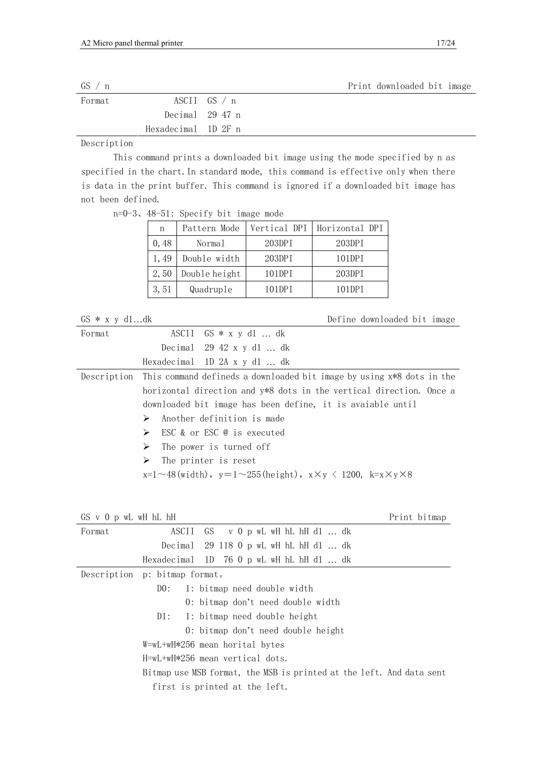## GS / n — Print downloaded bit image

| Format | |
|---|---|
| ASCII | GS / n |
| Decimal | 29 47 n |
| Hexadecimal | 1D 2F n |

Description

This command prints a downloaded bit image using the mode specified by n as specified in the chart. In standard mode, this command is effective only when there is data in the print buffer. This command is ignored if a downloaded bit image has not been defined.

n=0-3、48-51: Specify bit image mode

| n | Pattern Mode | Vertical DPI | Horizontal DPI |
|---|---|---|---|
| 0,48 | Normal | 203DPI | 203DPI |
| 1,49 | Double width | 203DPI | 101DPI |
| 2,50 | Double height | 101DPI | 203DPI |
| 3,51 | Quadruple | 101DPI | 101DPI |

## GS * x y d1...dk — Define downloaded bit image

| Format | |
|---|---|
| ASCII | GS * x y d1 … dk |
| Decimal | 29 42 x y d1 … dk |
| Hexadecimal | 1D 2A x y d1 … dk |

Description

This command defineds a downloaded bit image by using x*8 dots in the horizontal direction and y*8 dots in the vertical direction. Once a downloaded bit image has been define, it is avaiable until

- Another definition is made
- ESC & or ESC @ is executed
- The power is turned off
- The printer is reset

x=1～48(width), y＝1～255(height), x×y < 1200, k=x×y×8

## GS v 0 p wL wH hL hH — Print bitmap

| Format | |
|---|---|
| ASCII | GS v 0 p wL wH hL hH d1 … dk |
| Decimal | 29 118 0 p wL wH hL hH d1 … dk |
| Hexadecimal | 1D 76 0 p wL wH hL hH d1 … dk |

Description

p: bitmap format。

- D0:
  - 1: bitmap need double width
  - 0: bitmap don't need double width
- D1:
  - 1: bitmap need double height
  - 0: bitmap don't need double height

W=wL+wH*256 mean horital bytes

H=wL+wH*256 mean vertical dots.

Bitmap use MSB format, the MSB is printed at the left. And data sent first is printed at the left.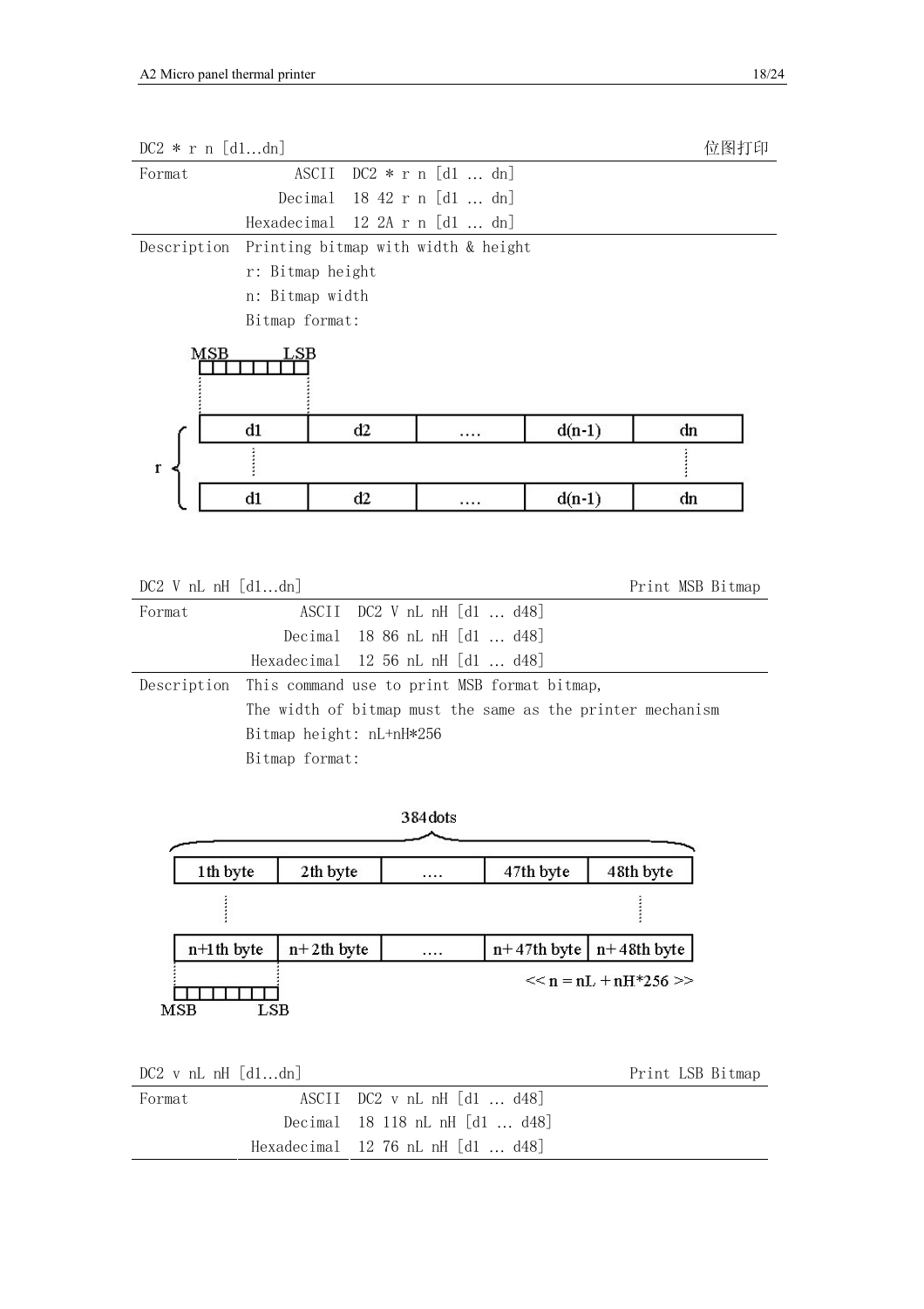## DC2 * r n [d1...dn] 位图打印

| Format | | |
|---|---|---|
| | ASCII | DC2 * r n [d1 … dn] |
| | Decimal | 18 42 r n [d1 … dn] |
| | Hexadecimal | 12 2A r n [d1 … dn] |

**Description** Printing bitmap with width & height

r: Bitmap height

n: Bitmap width

Bitmap format:

MSB LSB

| d1 | d2 | …. | d(n-1) | dn |
|---|---|---|---|---|
| ⋮ | | | | ⋮ |
| d1 | d2 | …. | d(n-1) | dn |

(r rows)

## DC2 V nL nH [d1...dn] Print MSB Bitmap

| Format | | |
|---|---|---|
| | ASCII | DC2 V nL nH [d1 … d48] |
| | Decimal | 18 86 nL nH [d1 … d48] |
| | Hexadecimal | 12 56 nL nH [d1 … d48] |

**Description** This command use to print MSB format bitmap,

The width of bitmap must the same as the printer mechanism

Bitmap height: nL+nH*256

Bitmap format:

384dots

| 1th byte | 2th byte | …. | 47th byte | 48th byte |
|---|---|---|---|---|
| ⋮ | | | | ⋮ |
| n+1th byte | n+2th byte | …. | n+47th byte | n+48th byte |

MSB LSB

<< n = nL + nH*256 >>

## DC2 v nL nH [d1...dn] Print LSB Bitmap

| Format | | |
|---|---|---|
| | ASCII | DC2 v nL nH [d1 … d48] |
| | Decimal | 18 118 nL nH [d1 … d48] |
| | Hexadecimal | 12 76 nL nH [d1 … d48] |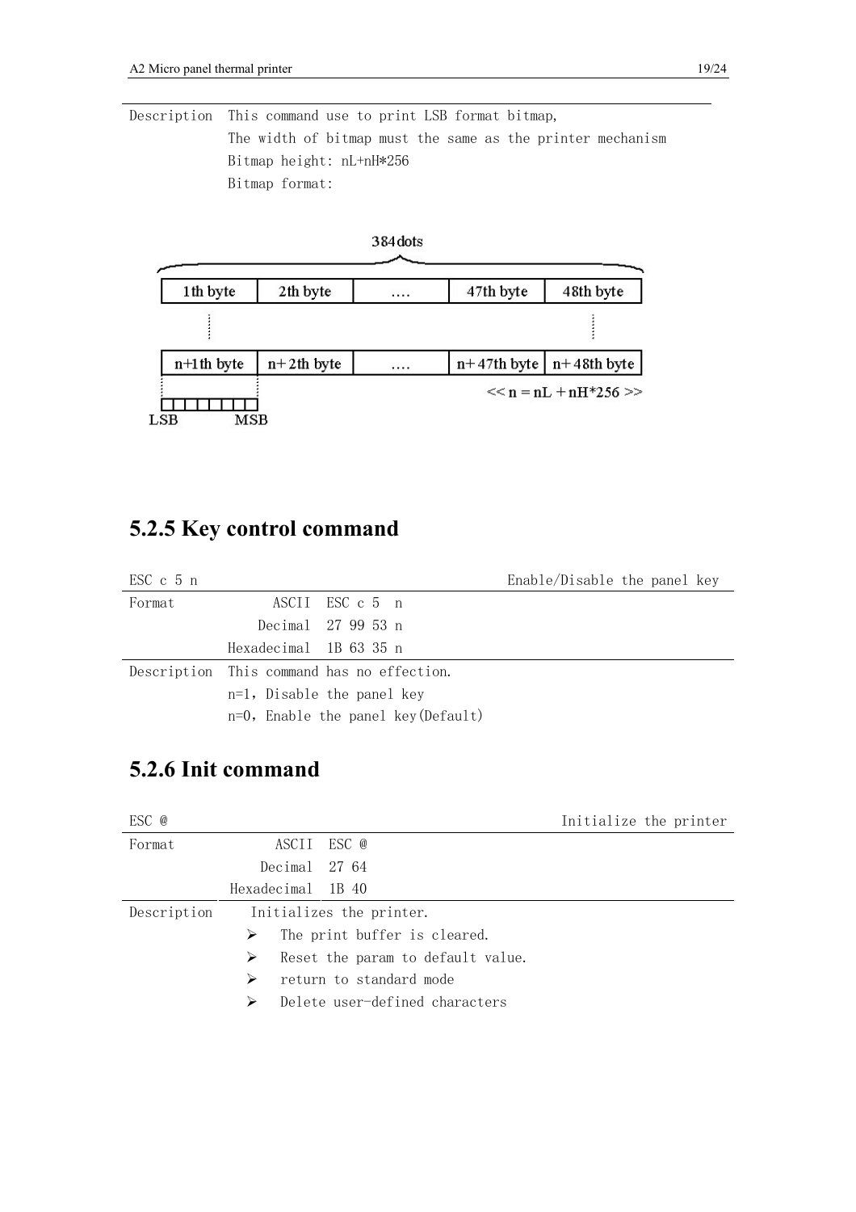| | |
|---|---|
| Description | This command use to print LSB format bitmap, |
| | The width of bitmap must the same as the printer mechanism |
| | Bitmap height: nL+nH*256 |
| | Bitmap format: |

384dots

| 1th byte | 2th byte | …. | 47th byte | 48th byte |
|---|---|---|---|---|
| n+1th byte | n+2th byte | …. | n+47th byte | n+48th byte |

LSB MSB

<< n = nL + nH*256 >>

## 5.2.5 Key control command

| ESC c 5 n | | Enable/Disable the panel key |
|---|---|---|
| Format | ASCII | ESC c 5 n |
| | Decimal | 27 99 53 n |
| | Hexadecimal | 1B 63 35 n |
| Description | This command has no effection. | |
| | n=1, Disable the panel key | |
| | n=0, Enable the panel key(Default) | |

## 5.2.6 Init command

| ESC @ | | Initialize the printer |
|---|---|---|
| Format | ASCII | ESC @ |
| | Decimal | 27 64 |
| | Hexadecimal | 1B 40 |
| Description | Initializes the printer. | |

- The print buffer is cleared.
- Reset the param to default value.
- return to standard mode
- Delete user-defined characters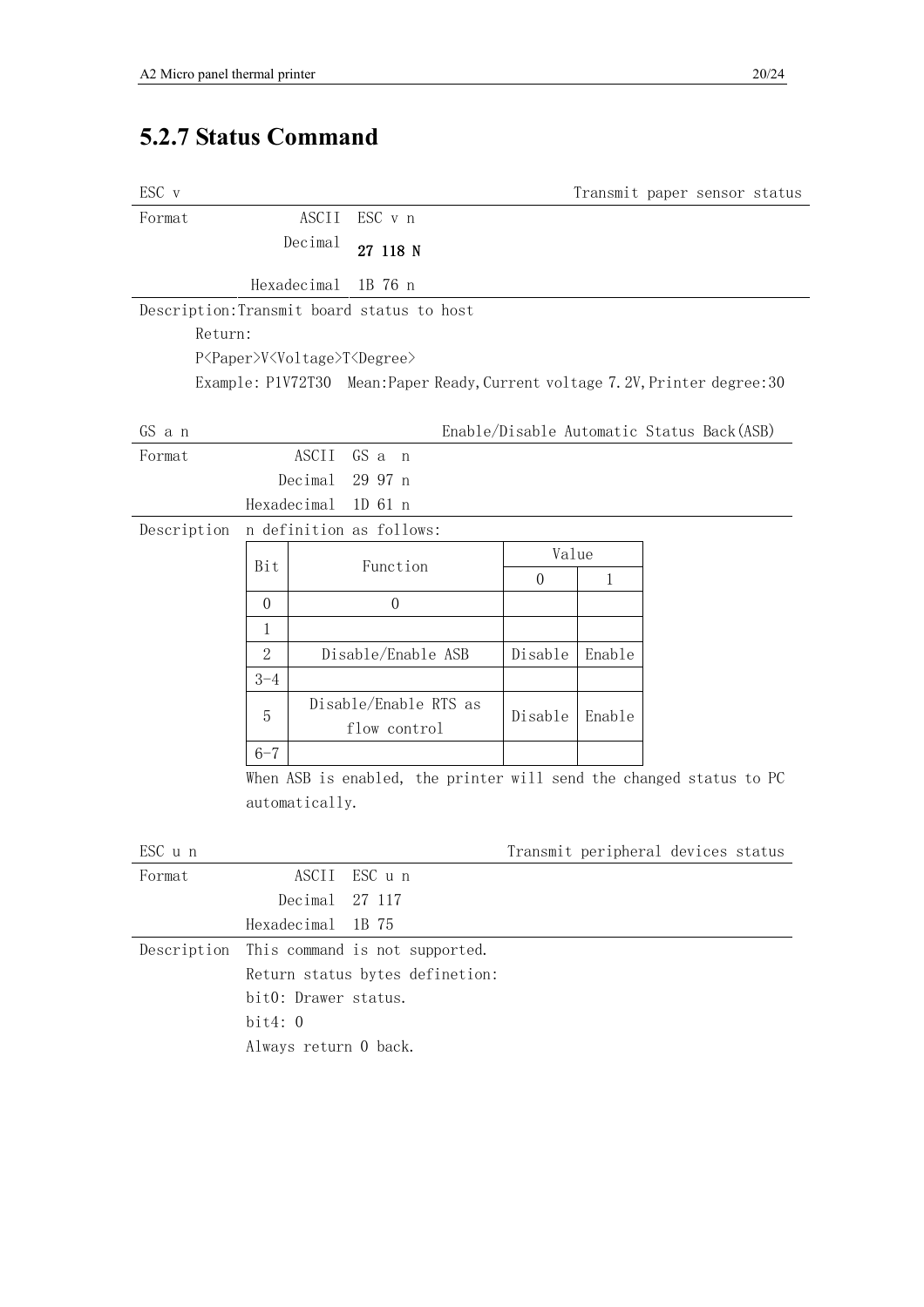## 5.2.7 Status Command

ESC v — Transmit paper sensor status

| Format | | |
|---|---|---|
| | ASCII | ESC v n |
| | Decimal | **27 118 N** |
| | Hexadecimal | 1B 76 n |

Description:Transmit board status to host

Return:

P<Paper>V<Voltage>T<Degree>

Example: P1V72T30 Mean:Paper Ready,Current voltage 7.2V,Printer degree:30

GS a n — Enable/Disable Automatic Status Back(ASB)

| Format | | |
|---|---|---|
| | ASCII | GS a n |
| | Decimal | 29 97 n |
| | Hexadecimal | 1D 61 n |

Description n definition as follows:

| Bit | Function | Value | |
|---|---|---|---|
| | | 0 | 1 |
| 0 | 0 | | |
| 1 | | | |
| 2 | Disable/Enable ASB | Disable | Enable |
| 3-4 | | | |
| 5 | Disable/Enable RTS as flow control | Disable | Enable |
| 6-7 | | | |

When ASB is enabled, the printer will send the changed status to PC automatically.

ESC u n — Transmit peripheral devices status

| Format | | |
|---|---|---|
| | ASCII | ESC u n |
| | Decimal | 27 117 |
| | Hexadecimal | 1B 75 |

Description This command is not supported.

Return status bytes defenetion:

bit0: Drawer status.

bit4: 0

Always return 0 back.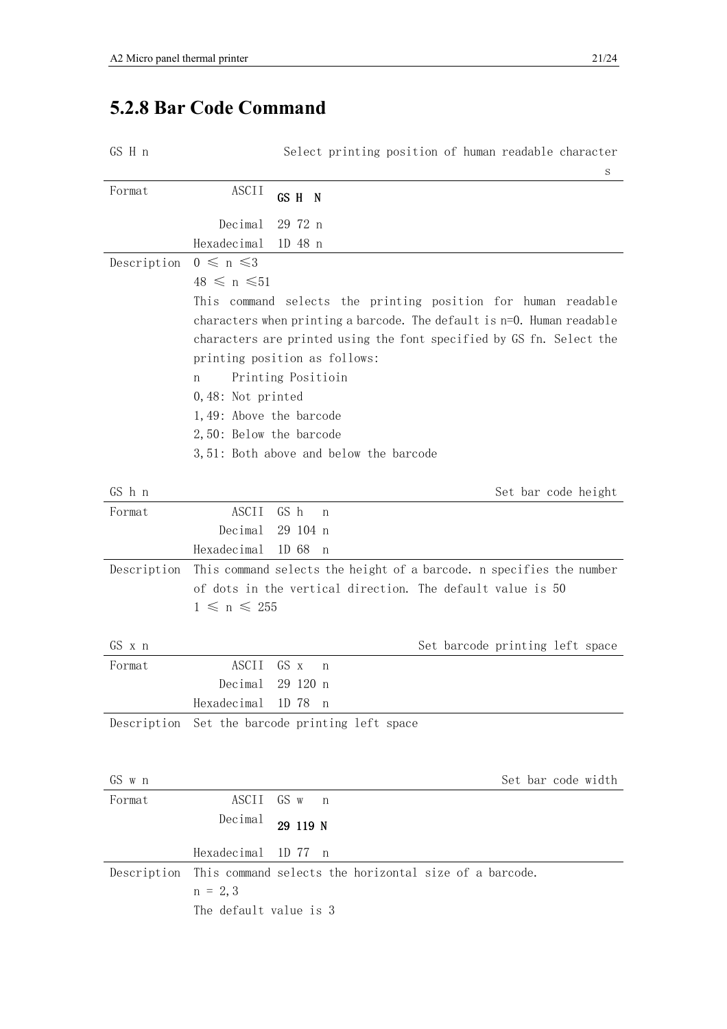## 5.2.8 Bar Code Command

**GS H n** — Select printing position of human readable characters

| | | |
|---|---|---|
| Format | ASCII | GS H N |
| | Decimal | 29 72 n |
| | Hexadecimal | 1D 48 n |

Description

0 ≤ n ≤3

48 ≤ n ≤51

This command selects the printing position for human readable characters when printing a barcode. The default is n=0. Human readable characters are printed using the font specified by GS fn. Select the printing position as follows:

n Printing Positioin

0,48: Not printed

1,49: Above the barcode

2,50: Below the barcode

3,51: Both above and below the barcode

**GS h n** — Set bar code height

| | | |
|---|---|---|
| Format | ASCII | GS h n |
| | Decimal | 29 104 n |
| | Hexadecimal | 1D 68 n |

Description

This command selects the height of a barcode. n specifies the number of dots in the vertical direction. The default value is 50

1 ≤ n ≤ 255

**GS x n** — Set barcode printing left space

| | | |
|---|---|---|
| Format | ASCII | GS x n |
| | Decimal | 29 120 n |
| | Hexadecimal | 1D 78 n |

Description

Set the barcode printing left space

**GS w n** — Set bar code width

| | | |
|---|---|---|
| Format | ASCII | GS w n |
| | Decimal | 29 119 N |
| | Hexadecimal | 1D 77 n |

Description

This command selects the horizontal size of a barcode.

n = 2,3

The default value is 3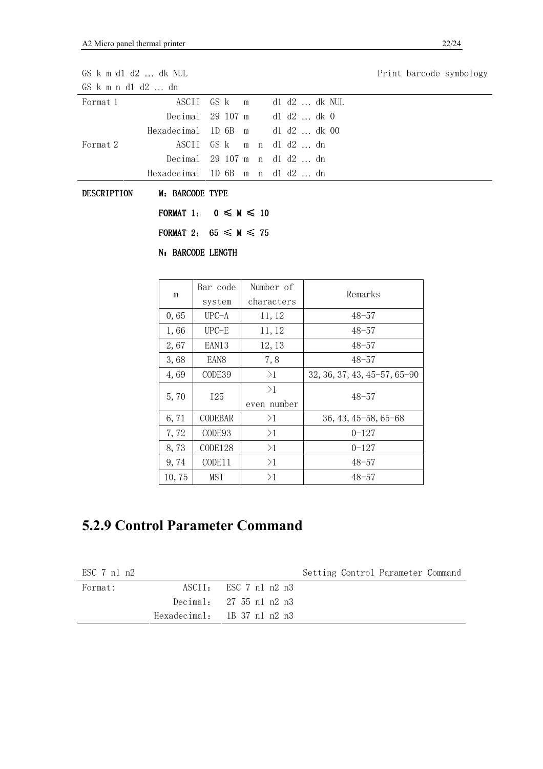GS k m d1 d2 ... dk NUL　　　　　　　　　　　　　　　　Print barcode symbology

GS k m n d1 d2 ... dn

| | | |
|---|---|---|
| Format 1 | ASCII | GS k m d1 d2 ... dk NUL |
| | Decimal | 29 107 m d1 d2 ... dk 0 |
| | Hexadecimal | 1D 6B m d1 d2 ... dk 00 |
| Format 2 | ASCII | GS k m n d1 d2 ... dn |
| | Decimal | 29 107 m n d1 d2 ... dn |
| | Hexadecimal | 1D 6B m n d1 d2 ... dn |

**DESCRIPTION**　**M：BARCODE TYPE**

**FORMAT 1：　0 ≤ M ≤ 10**

**FORMAT 2：　65 ≤ M ≤ 75**

**N：BARCODE LENGTH**

| m | Bar code system | Number of characters | Remarks |
|---|---|---|---|
| 0,65 | UPC-A | 11,12 | 48-57 |
| 1,66 | UPC-E | 11,12 | 48-57 |
| 2,67 | EAN13 | 12,13 | 48-57 |
| 3,68 | EAN8 | 7,8 | 48-57 |
| 4,69 | CODE39 | >1 | 32,36,37,43,45-57,65-90 |
| 5,70 | I25 | >1 even number | 48-57 |
| 6,71 | CODEBAR | >1 | 36,43,45-58,65-68 |
| 7,72 | CODE93 | >1 | 0-127 |
| 8,73 | CODE128 | >1 | 0-127 |
| 9,74 | CODE11 | >1 | 48-57 |
| 10,75 | MSI | >1 | 48-57 |

## 5.2.9 Control Parameter Command

ESC 7 n1 n2　　　　　　　　　　　　　　　　Setting Control Parameter Command

| | | |
|---|---|---|
| Format: | ASCII: | ESC 7 n1 n2 n3 |
| | Decimal: | 27 55 n1 n2 n3 |
| | Hexadecimal: | 1B 37 n1 n2 n3 |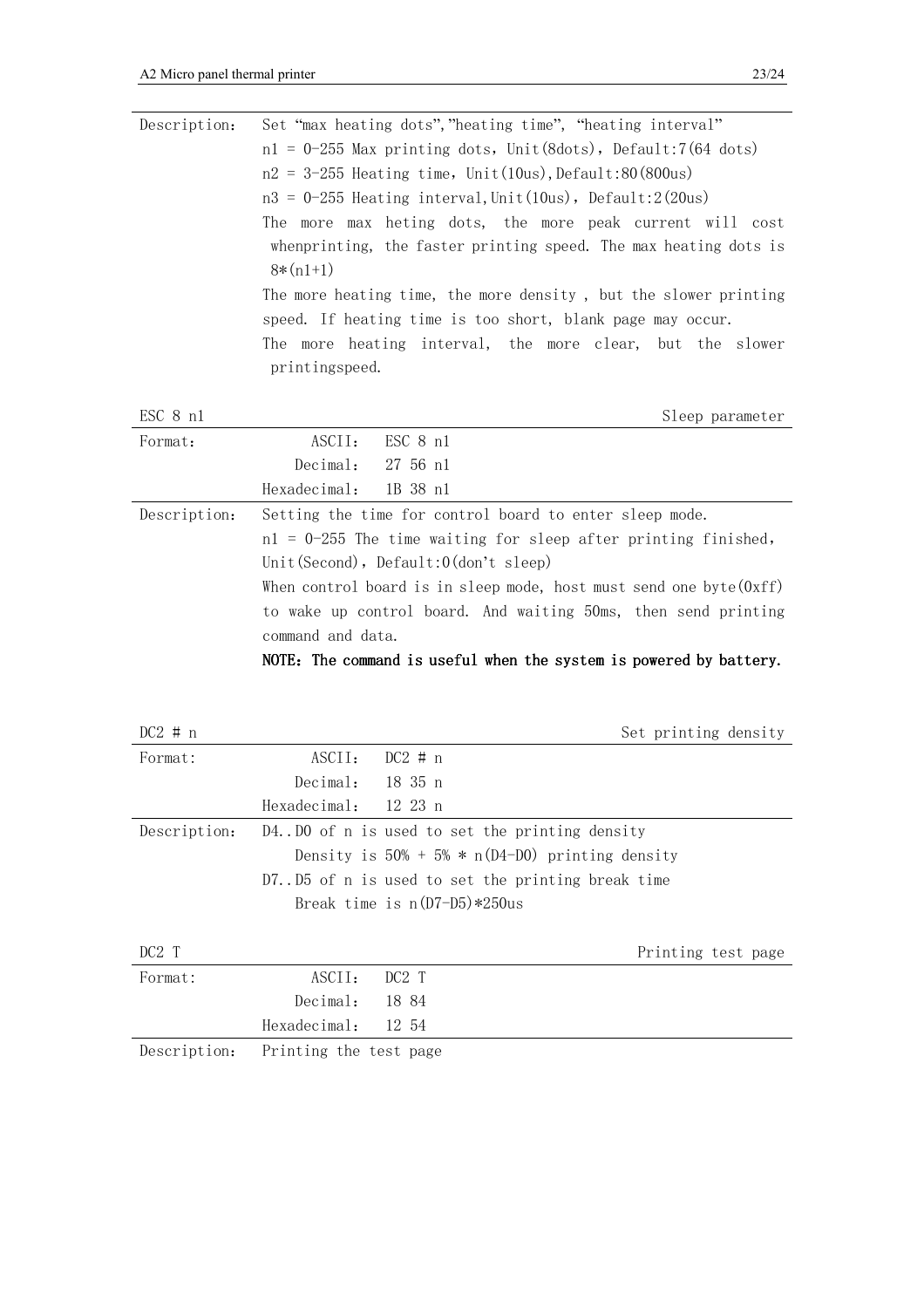| | |
|---|---|
| Description: | Set "max heating dots","heating time", "heating interval"<br>n1 = 0-255 Max printing dots, Unit(8dots), Default:7(64 dots)<br>n2 = 3-255 Heating time, Unit(10us),Default:80(800us)<br>n3 = 0-255 Heating interval,Unit(10us), Default:2(20us)<br>The more max heting dots, the more peak current will cost whenprinting, the faster printing speed. The max heating dots is 8*(n1+1)<br>The more heating time, the more density , but the slower printing speed. If heating time is too short, blank page may occur.<br>The more heating interval, the more clear, but the slower printingspeed. |

### ESC 8 n1 — Sleep parameter

| | |
|---|---|
| Format: | ASCII: ESC 8 n1<br>Decimal: 27 56 n1<br>Hexadecimal: 1B 38 n1 |
| Description: | Setting the time for control board to enter sleep mode.<br>n1 = 0-255 The time waiting for sleep after printing finished, Unit(Second), Default:0(don't sleep)<br>When control board is in sleep mode, host must send one byte(0xff) to wake up control board. And waiting 50ms, then send printing command and data.<br>**NOTE: The command is useful when the system is powered by battery.** |

### DC2 # n — Set printing density

| | |
|---|---|
| Format: | ASCII: DC2 # n<br>Decimal: 18 35 n<br>Hexadecimal: 12 23 n |
| Description: | D4..D0 of n is used to set the printing density<br>Density is 50% + 5% * n(D4-D0) printing density<br>D7..D5 of n is used to set the printing break time<br>Break time is n(D7-D5)*250us |

### DC2 T — Printing test page

| | |
|---|---|
| Format: | ASCII: DC2 T<br>Decimal: 18 84<br>Hexadecimal: 12 54 |
| Description: | Printing the test page |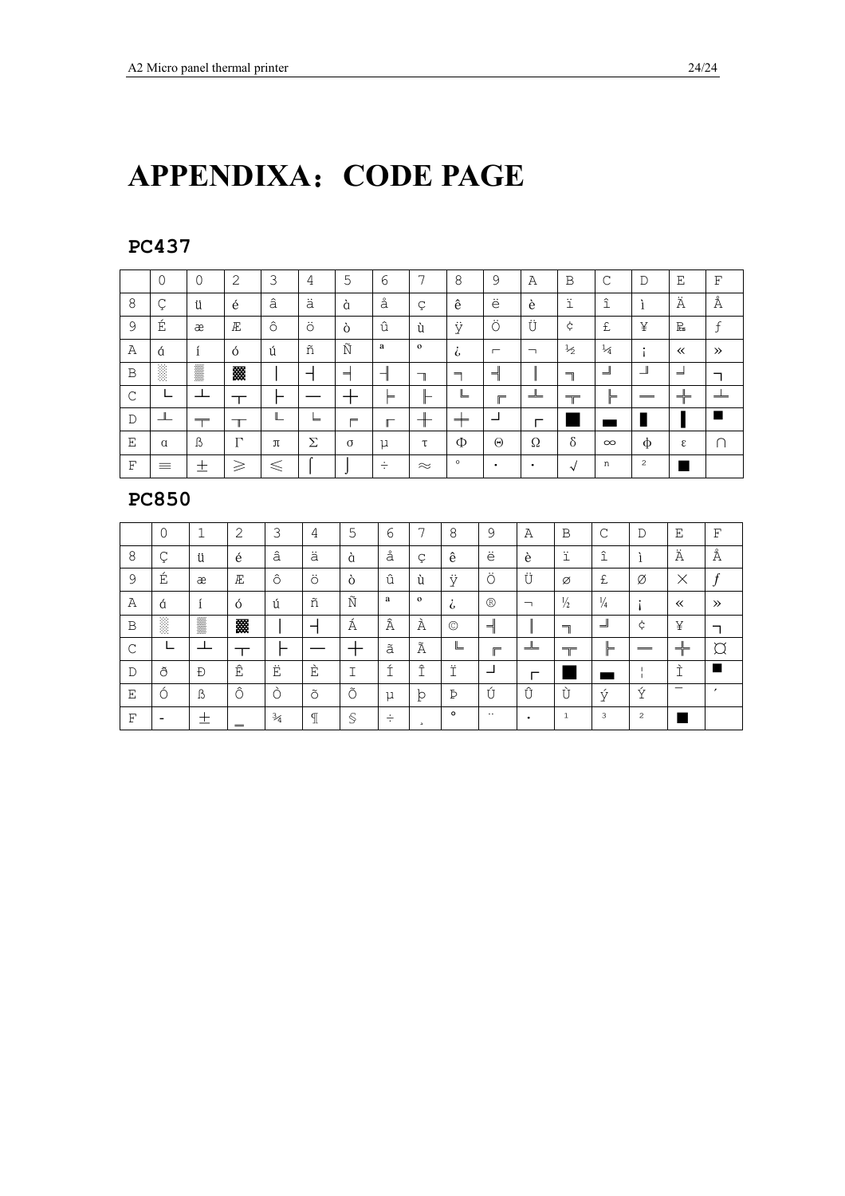# APPENDIXA：CODE PAGE

## PC437

| | 0 | 0 | 2 | 3 | 4 | 5 | 6 | 7 | 8 | 9 | A | B | C | D | E | F |
|---|---|---|---|---|---|---|---|---|---|---|---|---|---|---|---|---|
| 8 | Ç | ü | é | â | ä | à | å | ç | ê | ë | è | ï | î | ì | Ä | Å |
| 9 | É | æ | Æ | ô | ö | ò | û | ù | ÿ | Ö | Ü | ¢ | £ | ¥ | ₧ | ƒ |
| A | á | í | ó | ú | ñ | Ñ | ª | º | ¿ | ⌐ | ¬ | ½ | ¼ | ¡ | « | » |
| B | ░ | ▒ | ▓ | │ | ┤ | ╡ | ╢ | ╖ | ╕ | ╣ | ║ | ╗ | ╝ | ╜ | ╛ | ┐ |
| C | └ | ┴ | ┬ | ├ | ─ | ┼ | ╞ | ╟ | ╚ | ╔ | ╩ | ╦ | ╠ | ═ | ╬ | ╧ |
| D | ╨ | ╤ | ╥ | ╙ | ╘ | ╒ | ╓ | ╫ | ╪ | ┘ | ┌ | █ | ▄ | ▌ | ▐ | ▀ |
| E | α | ß | Γ | π | Σ | σ | µ | τ | Φ | Θ | Ω | δ | ∞ | φ | ε | ∩ |
| F | ≡ | ± | ≥ | ≤ | ⌠ | ⌡ | ÷ | ≈ | ° | ∙ | · | √ | ⁿ | ² | ■ | |

## PC850

| | 0 | 1 | 2 | 3 | 4 | 5 | 6 | 7 | 8 | 9 | A | B | C | D | E | F |
|---|---|---|---|---|---|---|---|---|---|---|---|---|---|---|---|---|
| 8 | Ç | ü | é | â | ä | à | å | ç | ê | ë | è | ï | î | ì | Ä | Å |
| 9 | É | æ | Æ | ô | ö | ò | û | ù | ÿ | Ö | Ü | ø | £ | Ø | × | ƒ |
| A | á | í | ó | ú | ñ | Ñ | ª | º | ¿ | ® | ¬ | ½ | ¼ | ¡ | « | » |
| B | ░ | ▒ | ▓ | │ | ┤ | Á | Â | À | © | ╣ | ║ | ╗ | ╝ | ¢ | ¥ | ┐ |
| C | └ | ┴ | ┬ | ├ | ─ | ┼ | ã | Ã | ╚ | ╔ | ╩ | ╦ | ╠ | ═ | ╬ | ¤ |
| D | ð | Ð | Ê | Ë | È | ı | Í | Î | Ï | ┘ | ┌ | █ | ▄ | ¦ | Ì | ▀ |
| E | Ó | ß | Ô | Ò | õ | Õ | µ | þ | Þ | Ú | Û | Ù | ý | Ý | ¯ | ´ |
| F | - | ± | ‗ | ¾ | ¶ | § | ÷ | ¸ | ° | ¨ | · | ¹ | ³ | ² | ■ | |